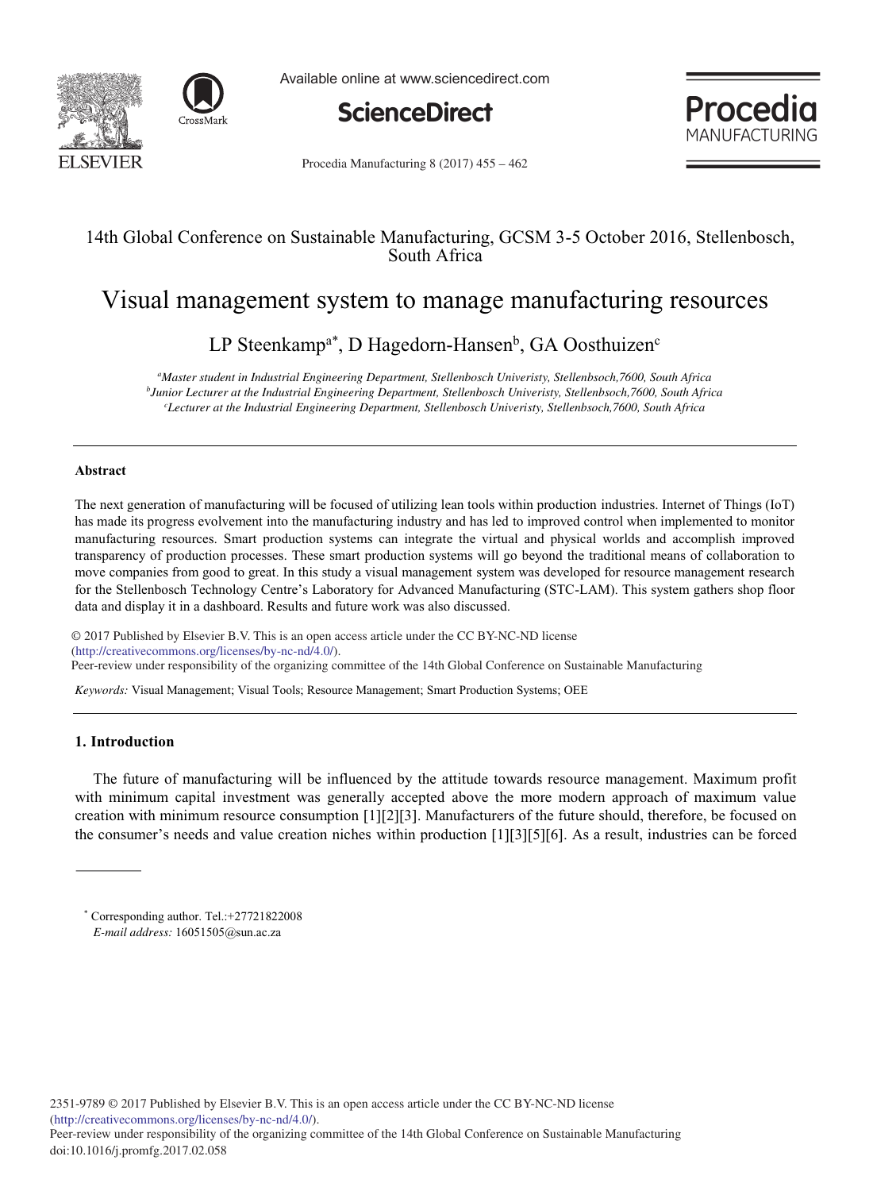14th Global Conference on Sustainable Manufacturing, GCSM 3-5 October 2016, Stellenbosch, South Africa

# Visual management system to manage manufacturing resources

LP Steenkamp[a*], D Hagedorn-Hansen[b], GA Oosthuizen[c]

[a]*Master student in Industrial Engineering Department, Stellenbosch Univeristy, Stellenbsoch,7600, South Africa*
[b]*Junior Lecturer at the Industrial Engineering Department, Stellenbosch Univeristy, Stellenbsoch,7600, South Africa*
[c]*Lecturer at the Industrial Engineering Department, Stellenbosch Univeristy, Stellenbsoch,7600, South Africa*

---

### Abstract

The next generation of manufacturing will be focused of utilizing lean tools within production industries. Internet of Things (IoT) has made its progress evolvement into the manufacturing industry and has led to improved control when implemented to monitor manufacturing resources. Smart production systems can integrate the virtual and physical worlds and accomplish improved transparency of production processes. These smart production systems will go beyond the traditional means of collaboration to move companies from good to great. In this study a visual management system was developed for resource management research for the Stellenbosch Technology Centre's Laboratory for Advanced Manufacturing (STC-LAM). This system gathers shop floor data and display it in a dashboard. Results and future work was also discussed.

© 2017 Published by Elsevier B.V. This is an open access article under the CC BY-NC-ND license (http://creativecommons.org/licenses/by-nc-nd/4.0/).
Peer-review under responsibility of the organizing committee of the 14th Global Conference on Sustainable Manufacturing

*Keywords:* Visual Management; Visual Tools; Resource Management; Smart Production Systems; OEE

---

## 1. Introduction

The future of manufacturing will be influenced by the attitude towards resource management. Maximum profit with minimum capital investment was generally accepted above the more modern approach of maximum value creation with minimum resource consumption [1][2][3]. Manufacturers of the future should, therefore, be focused on the consumer's needs and value creation niches within production [1][3][5][6]. As a result, industries can be forced

---

\* Corresponding author. Tel.:+27721822008
*E-mail address:* 16051505@sun.ac.za

2351-9789 © 2017 Published by Elsevier B.V. This is an open access article under the CC BY-NC-ND license (http://creativecommons.org/licenses/by-nc-nd/4.0/).
Peer-review under responsibility of the organizing committee of the 14th Global Conference on Sustainable Manufacturing
doi:10.1016/j.promfg.2017.02.058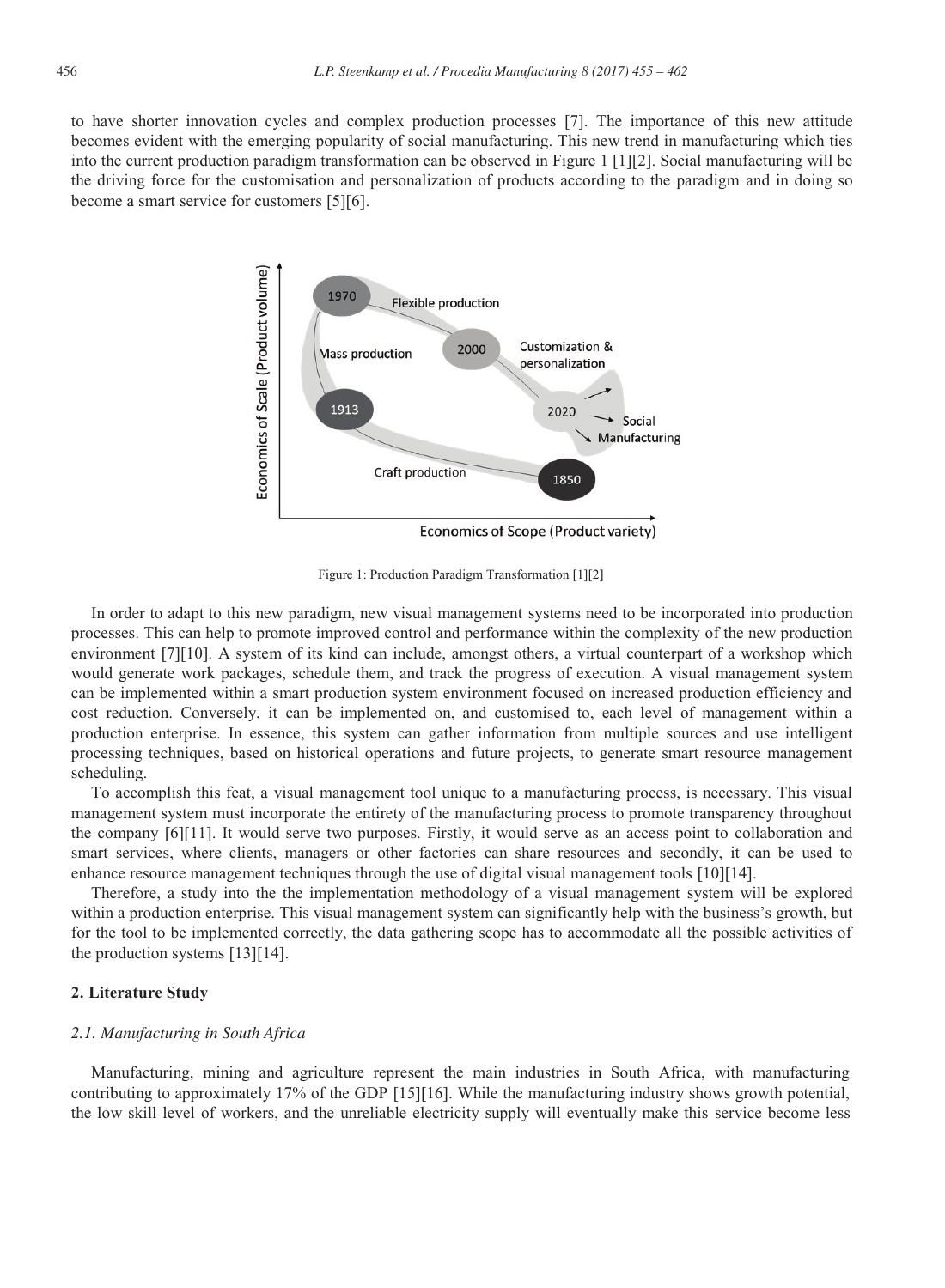to have shorter innovation cycles and complex production processes [7]. The importance of this new attitude becomes evident with the emerging popularity of social manufacturing. This new trend in manufacturing which ties into the current production paradigm transformation can be observed in Figure 1 [1][2]. Social manufacturing will be the driving force for the customisation and personalization of products according to the paradigm and in doing so become a smart service for customers [5][6].

Figure 1: Production Paradigm Transformation [1][2]

In order to adapt to this new paradigm, new visual management systems need to be incorporated into production processes. This can help to promote improved control and performance within the complexity of the new production environment [7][10]. A system of its kind can include, amongst others, a virtual counterpart of a workshop which would generate work packages, schedule them, and track the progress of execution. A visual management system can be implemented within a smart production system environment focused on increased production efficiency and cost reduction. Conversely, it can be implemented on, and customised to, each level of management within a production enterprise. In essence, this system can gather information from multiple sources and use intelligent processing techniques, based on historical operations and future projects, to generate smart resource management scheduling.

To accomplish this feat, a visual management tool unique to a manufacturing process, is necessary. This visual management system must incorporate the entirety of the manufacturing process to promote transparency throughout the company [6][11]. It would serve two purposes. Firstly, it would serve as an access point to collaboration and smart services, where clients, managers or other factories can share resources and secondly, it can be used to enhance resource management techniques through the use of digital visual management tools [10][14].

Therefore, a study into the the implementation methodology of a visual management system will be explored within a production enterprise. This visual management system can significantly help with the business's growth, but for the tool to be implemented correctly, the data gathering scope has to accommodate all the possible activities of the production systems [13][14].

## 2. Literature Study

### *2.1. Manufacturing in South Africa*

Manufacturing, mining and agriculture represent the main industries in South Africa, with manufacturing contributing to approximately 17% of the GDP [15][16]. While the manufacturing industry shows growth potential, the low skill level of workers, and the unreliable electricity supply will eventually make this service become less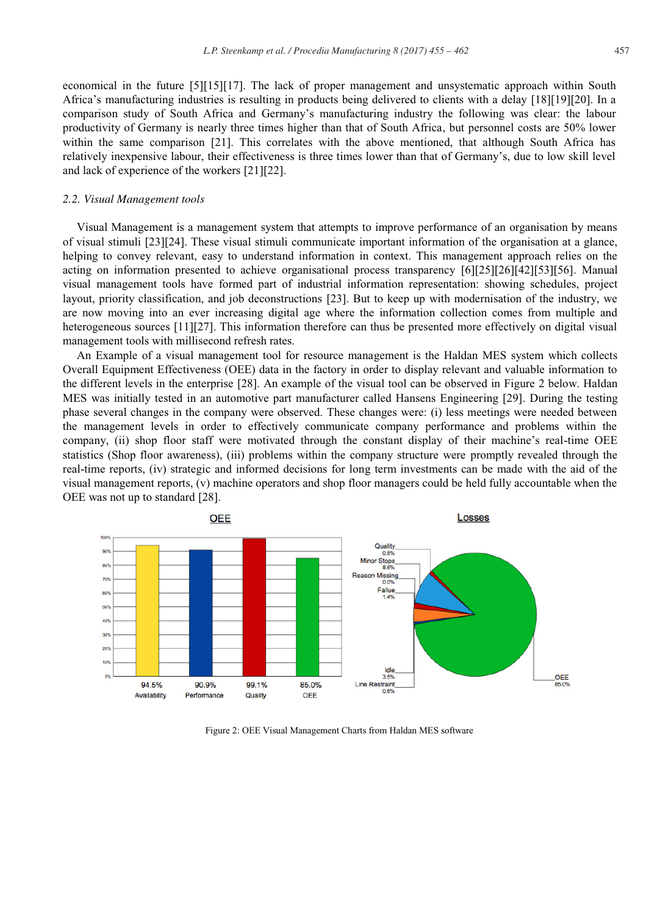economical in the future [5][15][17]. The lack of proper management and unsystematic approach within South Africa's manufacturing industries is resulting in products being delivered to clients with a delay [18][19][20]. In a comparison study of South Africa and Germany's manufacturing industry the following was clear: the labour productivity of Germany is nearly three times higher than that of South Africa, but personnel costs are 50% lower within the same comparison [21]. This correlates with the above mentioned, that although South Africa has relatively inexpensive labour, their effectiveness is three times lower than that of Germany's, due to low skill level and lack of experience of the workers [21][22].

### 2.2. Visual Management tools

Visual Management is a management system that attempts to improve performance of an organisation by means of visual stimuli [23][24]. These visual stimuli communicate important information of the organisation at a glance, helping to convey relevant, easy to understand information in context. This management approach relies on the acting on information presented to achieve organisational process transparency [6][25][26][42][53][56]. Manual visual management tools have formed part of industrial information representation: showing schedules, project layout, priority classification, and job deconstructions [23]. But to keep up with modernisation of the industry, we are now moving into an ever increasing digital age where the information collection comes from multiple and heterogeneous sources [11][27]. This information therefore can thus be presented more effectively on digital visual management tools with millisecond refresh rates.

An Example of a visual management tool for resource management is the Haldan MES system which collects Overall Equipment Effectiveness (OEE) data in the factory in order to display relevant and valuable information to the different levels in the enterprise [28]. An example of the visual tool can be observed in Figure 2 below. Haldan MES was initially tested in an automotive part manufacturer called Hansens Engineering [29]. During the testing phase several changes in the company were observed. These changes were: (i) less meetings were needed between the management levels in order to effectively communicate company performance and problems within the company, (ii) shop floor staff were motivated through the constant display of their machine's real-time OEE statistics (Shop floor awareness), (iii) problems within the company structure were promptly revealed through the real-time reports, (iv) strategic and informed decisions for long term investments can be made with the aid of the visual management reports, (v) machine operators and shop floor managers could be held fully accountable when the OEE was not up to standard [28].

Figure 2: OEE Visual Management Charts from Haldan MES software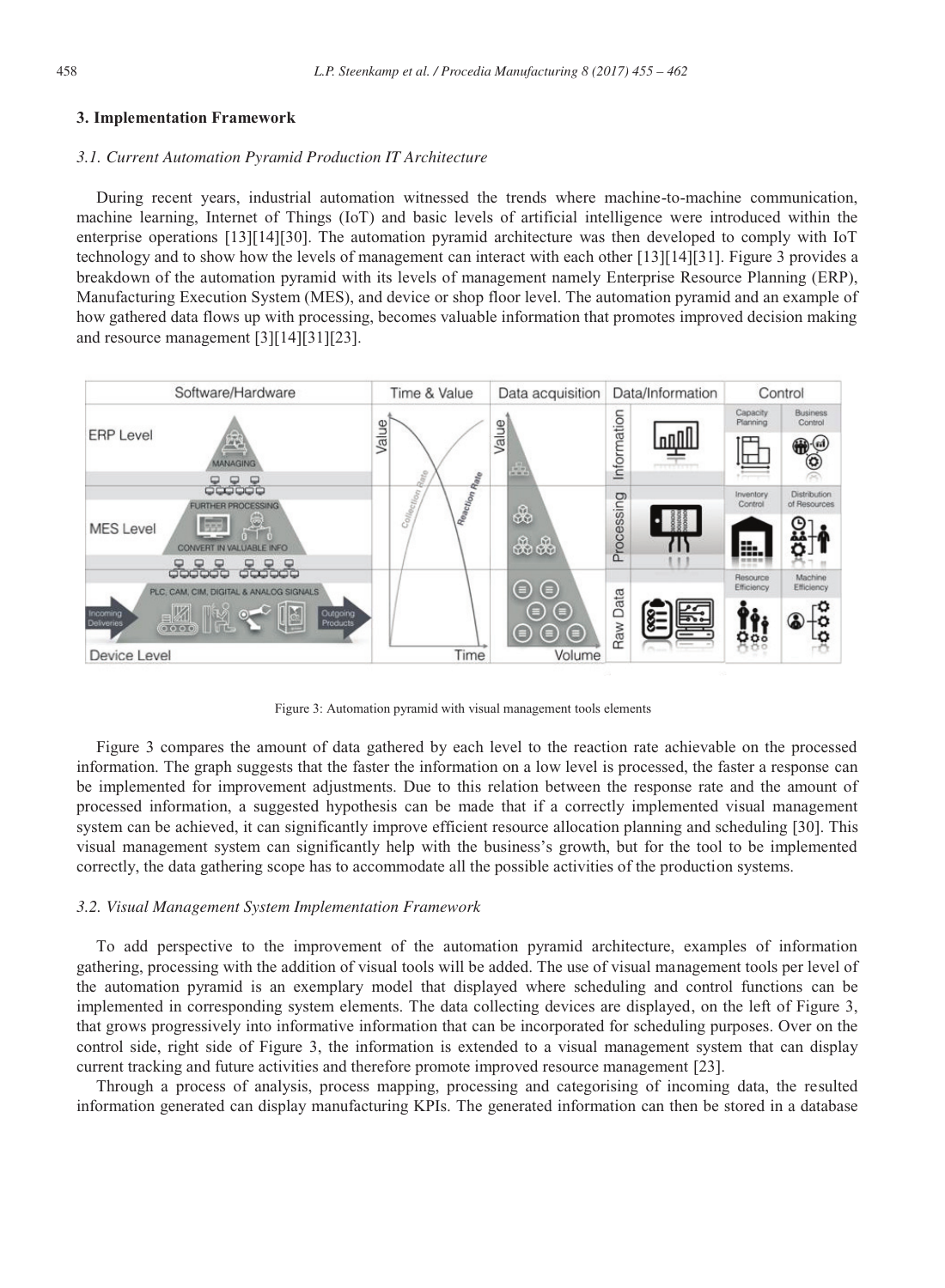## 3. Implementation Framework

### *3.1. Current Automation Pyramid Production IT Architecture*

During recent years, industrial automation witnessed the trends where machine-to-machine communication, machine learning, Internet of Things (IoT) and basic levels of artificial intelligence were introduced within the enterprise operations [13][14][30]. The automation pyramid architecture was then developed to comply with IoT technology and to show how the levels of management can interact with each other [13][14][31]. Figure 3 provides a breakdown of the automation pyramid with its levels of management namely Enterprise Resource Planning (ERP), Manufacturing Execution System (MES), and device or shop floor level. The automation pyramid and an example of how gathered data flows up with processing, becomes valuable information that promotes improved decision making and resource management [3][14][31][23].

Figure 3: Automation pyramid with visual management tools elements

Figure 3 compares the amount of data gathered by each level to the reaction rate achievable on the processed information. The graph suggests that the faster the information on a low level is processed, the faster a response can be implemented for improvement adjustments. Due to this relation between the response rate and the amount of processed information, a suggested hypothesis can be made that if a correctly implemented visual management system can be achieved, it can significantly improve efficient resource allocation planning and scheduling [30]. This visual management system can significantly help with the business's growth, but for the tool to be implemented correctly, the data gathering scope has to accommodate all the possible activities of the production systems.

### *3.2. Visual Management System Implementation Framework*

To add perspective to the improvement of the automation pyramid architecture, examples of information gathering, processing with the addition of visual tools will be added. The use of visual management tools per level of the automation pyramid is an exemplary model that displayed where scheduling and control functions can be implemented in corresponding system elements. The data collecting devices are displayed, on the left of Figure 3, that grows progressively into informative information that can be incorporated for scheduling purposes. Over on the control side, right side of Figure 3, the information is extended to a visual management system that can display current tracking and future activities and therefore promote improved resource management [23].

Through a process of analysis, process mapping, processing and categorising of incoming data, the resulted information generated can display manufacturing KPIs. The generated information can then be stored in a database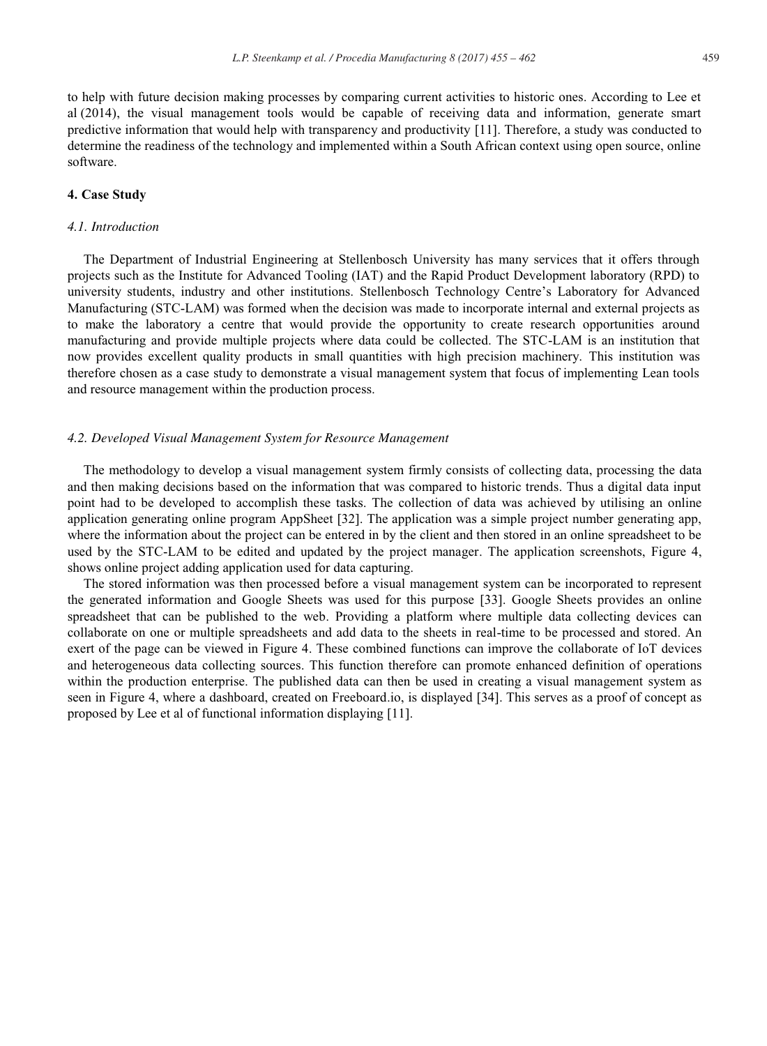to help with future decision making processes by comparing current activities to historic ones. According to Lee et al (2014), the visual management tools would be capable of receiving data and information, generate smart predictive information that would help with transparency and productivity [11]. Therefore, a study was conducted to determine the readiness of the technology and implemented within a South African context using open source, online software.

## 4. Case Study

### *4.1. Introduction*

The Department of Industrial Engineering at Stellenbosch University has many services that it offers through projects such as the Institute for Advanced Tooling (IAT) and the Rapid Product Development laboratory (RPD) to university students, industry and other institutions. Stellenbosch Technology Centre's Laboratory for Advanced Manufacturing (STC-LAM) was formed when the decision was made to incorporate internal and external projects as to make the laboratory a centre that would provide the opportunity to create research opportunities around manufacturing and provide multiple projects where data could be collected. The STC-LAM is an institution that now provides excellent quality products in small quantities with high precision machinery. This institution was therefore chosen as a case study to demonstrate a visual management system that focus of implementing Lean tools and resource management within the production process.

### *4.2. Developed Visual Management System for Resource Management*

The methodology to develop a visual management system firmly consists of collecting data, processing the data and then making decisions based on the information that was compared to historic trends. Thus a digital data input point had to be developed to accomplish these tasks. The collection of data was achieved by utilising an online application generating online program AppSheet [32]. The application was a simple project number generating app, where the information about the project can be entered in by the client and then stored in an online spreadsheet to be used by the STC-LAM to be edited and updated by the project manager. The application screenshots, Figure 4, shows online project adding application used for data capturing.

The stored information was then processed before a visual management system can be incorporated to represent the generated information and Google Sheets was used for this purpose [33]. Google Sheets provides an online spreadsheet that can be published to the web. Providing a platform where multiple data collecting devices can collaborate on one or multiple spreadsheets and add data to the sheets in real-time to be processed and stored. An exert of the page can be viewed in Figure 4. These combined functions can improve the collaborate of IoT devices and heterogeneous data collecting sources. This function therefore can promote enhanced definition of operations within the production enterprise. The published data can then be used in creating a visual management system as seen in Figure 4, where a dashboard, created on Freeboard.io, is displayed [34]. This serves as a proof of concept as proposed by Lee et al of functional information displaying [11].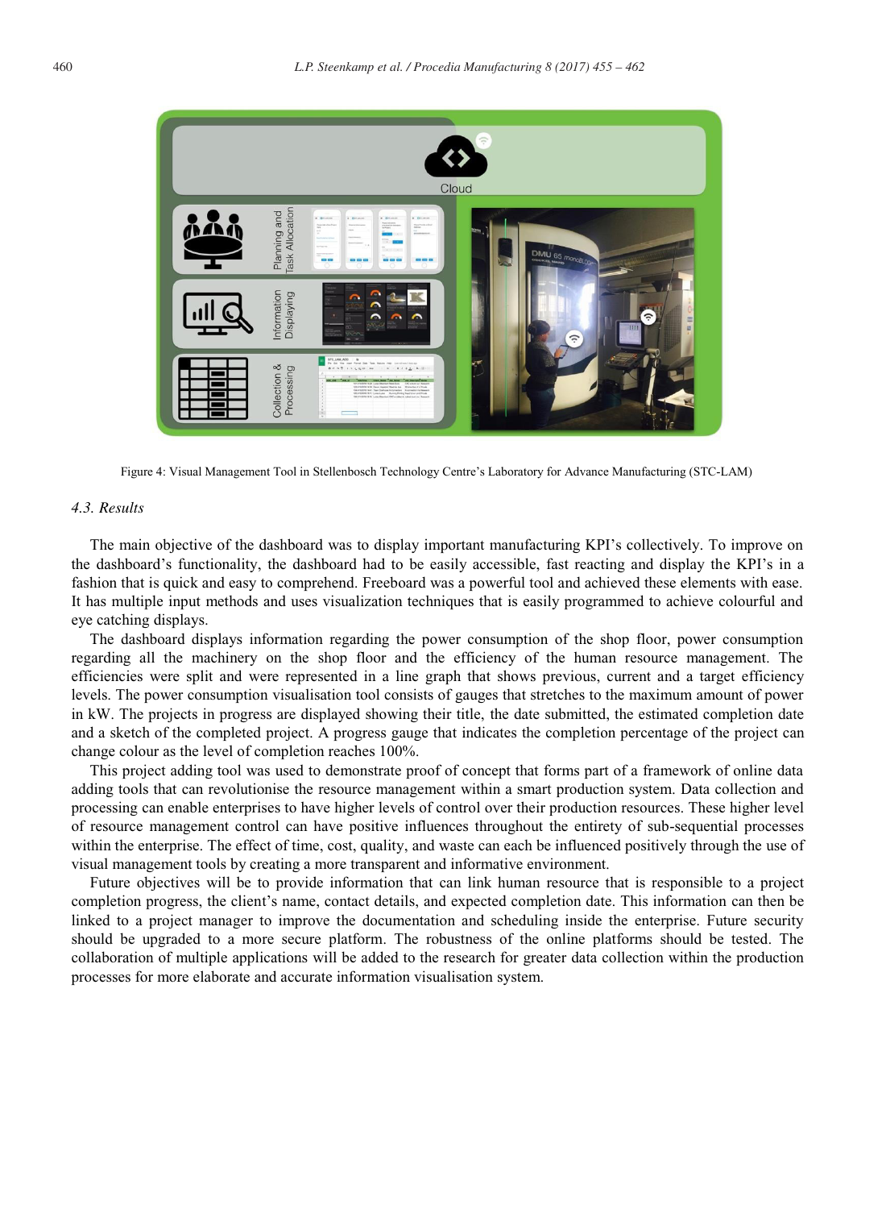Cloud

Planning and Task Allocation

Information Displaying

Collection & Processing

Figure 4: Visual Management Tool in Stellenbosch Technology Centre's Laboratory for Advance Manufacturing (STC-LAM)

### 4.3. Results

The main objective of the dashboard was to display important manufacturing KPI's collectively. To improve on the dashboard's functionality, the dashboard had to be easily accessible, fast reacting and display the KPI's in a fashion that is quick and easy to comprehend. Freeboard was a powerful tool and achieved these elements with ease. It has multiple input methods and uses visualization techniques that is easily programmed to achieve colourful and eye catching displays.

The dashboard displays information regarding the power consumption of the shop floor, power consumption regarding all the machinery on the shop floor and the efficiency of the human resource management. The efficiencies were split and were represented in a line graph that shows previous, current and a target efficiency levels. The power consumption visualisation tool consists of gauges that stretches to the maximum amount of power in kW. The projects in progress are displayed showing their title, the date submitted, the estimated completion date and a sketch of the completed project. A progress gauge that indicates the completion percentage of the project can change colour as the level of completion reaches 100%.

This project adding tool was used to demonstrate proof of concept that forms part of a framework of online data adding tools that can revolutionise the resource management within a smart production system. Data collection and processing can enable enterprises to have higher levels of control over their production resources. These higher level of resource management control can have positive influences throughout the entirety of sub-sequential processes within the enterprise. The effect of time, cost, quality, and waste can each be influenced positively through the use of visual management tools by creating a more transparent and informative environment.

Future objectives will be to provide information that can link human resource that is responsible to a project completion progress, the client's name, contact details, and expected completion date. This information can then be linked to a project manager to improve the documentation and scheduling inside the enterprise. Future security should be upgraded to a more secure platform. The robustness of the online platforms should be tested. The collaboration of multiple applications will be added to the research for greater data collection within the production processes for more elaborate and accurate information visualisation system.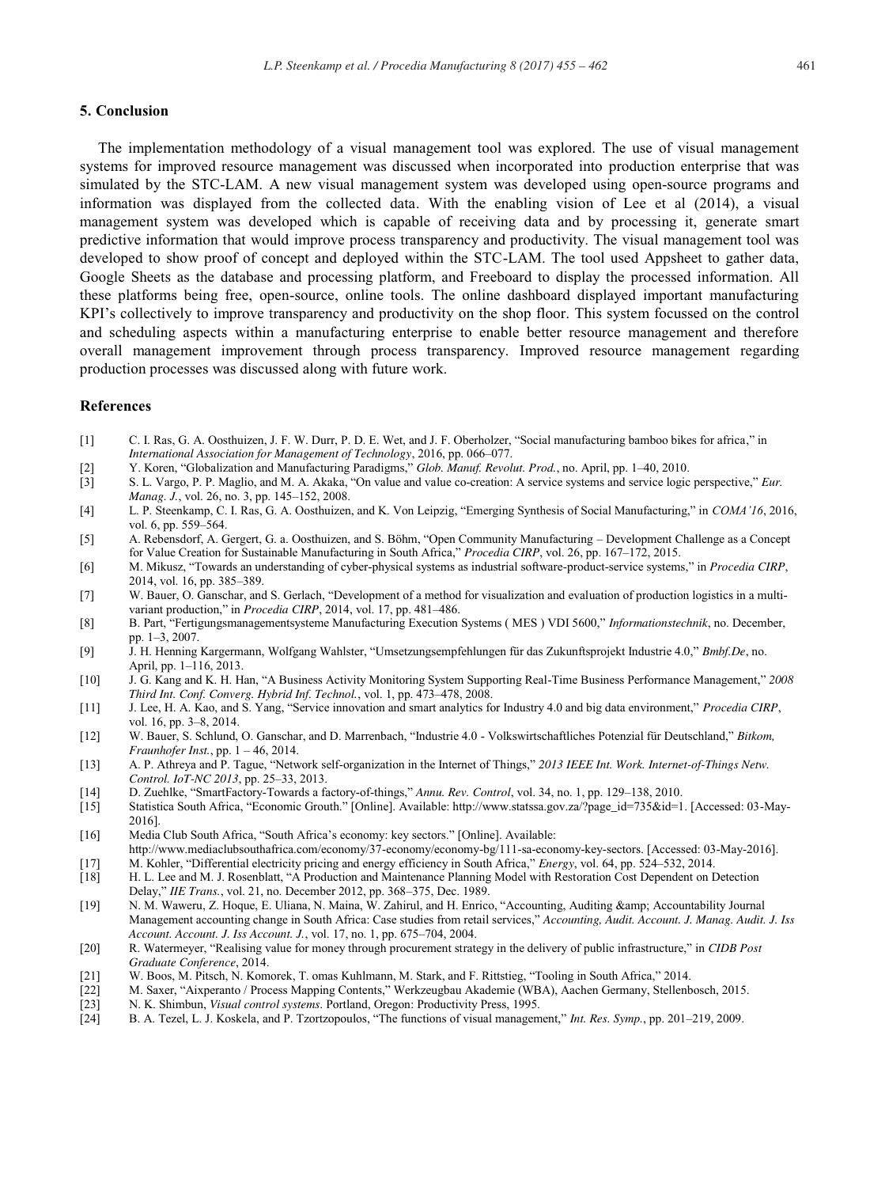## 5. Conclusion

The implementation methodology of a visual management tool was explored. The use of visual management systems for improved resource management was discussed when incorporated into production enterprise that was simulated by the STC-LAM. A new visual management system was developed using open-source programs and information was displayed from the collected data. With the enabling vision of Lee et al (2014), a visual management system was developed which is capable of receiving data and by processing it, generate smart predictive information that would improve process transparency and productivity. The visual management tool was developed to show proof of concept and deployed within the STC-LAM. The tool used Appsheet to gather data, Google Sheets as the database and processing platform, and Freeboard to display the processed information. All these platforms being free, open-source, online tools. The online dashboard displayed important manufacturing KPI's collectively to improve transparency and productivity on the shop floor. This system focussed on the control and scheduling aspects within a manufacturing enterprise to enable better resource management and therefore overall management improvement through process transparency. Improved resource management regarding production processes was discussed along with future work.

## References

[1] C. I. Ras, G. A. Oosthuizen, J. F. W. Durr, P. D. E. Wet, and J. F. Oberholzer, "Social manufacturing bamboo bikes for africa," in *International Association for Management of Technology*, 2016, pp. 066–077.

[2] Y. Koren, "Globalization and Manufacturing Paradigms," *Glob. Manuf. Revolut. Prod.*, no. April, pp. 1–40, 2010.

[3] S. L. Vargo, P. P. Maglio, and M. A. Akaka, "On value and value co-creation: A service systems and service logic perspective," *Eur. Manag. J.*, vol. 26, no. 3, pp. 145–152, 2008.

[4] L. P. Steenkamp, C. I. Ras, G. A. Oosthuizen, and K. Von Leipzig, "Emerging Synthesis of Social Manufacturing," in *COMA'16*, 2016, vol. 6, pp. 559–564.

[5] A. Rebensdorf, A. Gergert, G. a. Oosthuizen, and S. Böhm, "Open Community Manufacturing – Development Challenge as a Concept for Value Creation for Sustainable Manufacturing in South Africa," *Procedia CIRP*, vol. 26, pp. 167–172, 2015.

[6] M. Mikusz, "Towards an understanding of cyber-physical systems as industrial software-product-service systems," in *Procedia CIRP*, 2014, vol. 16, pp. 385–389.

[7] W. Bauer, O. Ganschar, and S. Gerlach, "Development of a method for visualization and evaluation of production logistics in a multi-variant production," in *Procedia CIRP*, 2014, vol. 17, pp. 481–486.

[8] B. Part, "Fertigungsmanagementsysteme Manufacturing Execution Systems ( MES ) VDI 5600," *Informationstechnik*, no. December, pp. 1–3, 2007.

[9] J. H. Henning Kargermann, Wolfgang Wahlster, "Umsetzungsempfehlungen für das Zukunftsprojekt Industrie 4.0," *Bmbf.De*, no. April, pp. 1–116, 2013.

[10] J. G. Kang and K. H. Han, "A Business Activity Monitoring System Supporting Real-Time Business Performance Management," *2008 Third Int. Conf. Converg. Hybrid Inf. Technol.*, vol. 1, pp. 473–478, 2008.

[11] J. Lee, H. A. Kao, and S. Yang, "Service innovation and smart analytics for Industry 4.0 and big data environment," *Procedia CIRP*, vol. 16, pp. 3–8, 2014.

[12] W. Bauer, S. Schlund, O. Ganschar, and D. Marrenbach, "Industrie 4.0 - Volkswirtschaftliches Potenzial für Deutschland," *Bitkom, Fraunhofer Inst.*, pp. 1 – 46, 2014.

[13] A. P. Athreya and P. Tague, "Network self-organization in the Internet of Things," *2013 IEEE Int. Work. Internet-of-Things Netw. Control. IoT-NC 2013*, pp. 25–33, 2013.

[14] D. Zuehlke, "SmartFactory-Towards a factory-of-things," *Annu. Rev. Control*, vol. 34, no. 1, pp. 129–138, 2010.

[15] Statistica South Africa, "Economic Grouth." [Online]. Available: http://www.statssa.gov.za/?page_id=735&id=1. [Accessed: 03-May-2016].

[16] Media Club South Africa, "South Africa's economy: key sectors." [Online]. Available: http://www.mediaclubsouthafrica.com/economy/37-economy/economy-bg/111-sa-economy-key-sectors. [Accessed: 03-May-2016].

[17] M. Kohler, "Differential electricity pricing and energy efficiency in South Africa," *Energy*, vol. 64, pp. 524–532, 2014.

[18] H. L. Lee and M. J. Rosenblatt, "A Production and Maintenance Planning Model with Restoration Cost Dependent on Detection Delay," *IIE Trans.*, vol. 21, no. December 2012, pp. 368–375, Dec. 1989.

[19] N. M. Waweru, Z. Hoque, E. Uliana, N. Maina, W. Zahirul, and H. Enrico, "Accounting, Auditing &amp; Accountability Journal Management accounting change in South Africa: Case studies from retail services," *Accounting, Audit. Account. J. Manag. Audit. J. Iss Account. Account. J. Iss Account. J.*, vol. 17, no. 1, pp. 675–704, 2004.

[20] R. Watermeyer, "Realising value for money through procurement strategy in the delivery of public infrastructure," in *CIDB Post Graduate Conference*, 2014.

[21] W. Boos, M. Pitsch, N. Komorek, T. omas Kuhlmann, M. Stark, and F. Rittstieg, "Tooling in South Africa," 2014.

[22] M. Saxer, "Aixperanto / Process Mapping Contents," Werkzeugbau Akademie (WBA), Aachen Germany, Stellenbosch, 2015.

[23] N. K. Shimbun, *Visual control systems*. Portland, Oregon: Productivity Press, 1995.

[24] B. A. Tezel, L. J. Koskela, and P. Tzortzopoulos, "The functions of visual management," *Int. Res. Symp.*, pp. 201–219, 2009.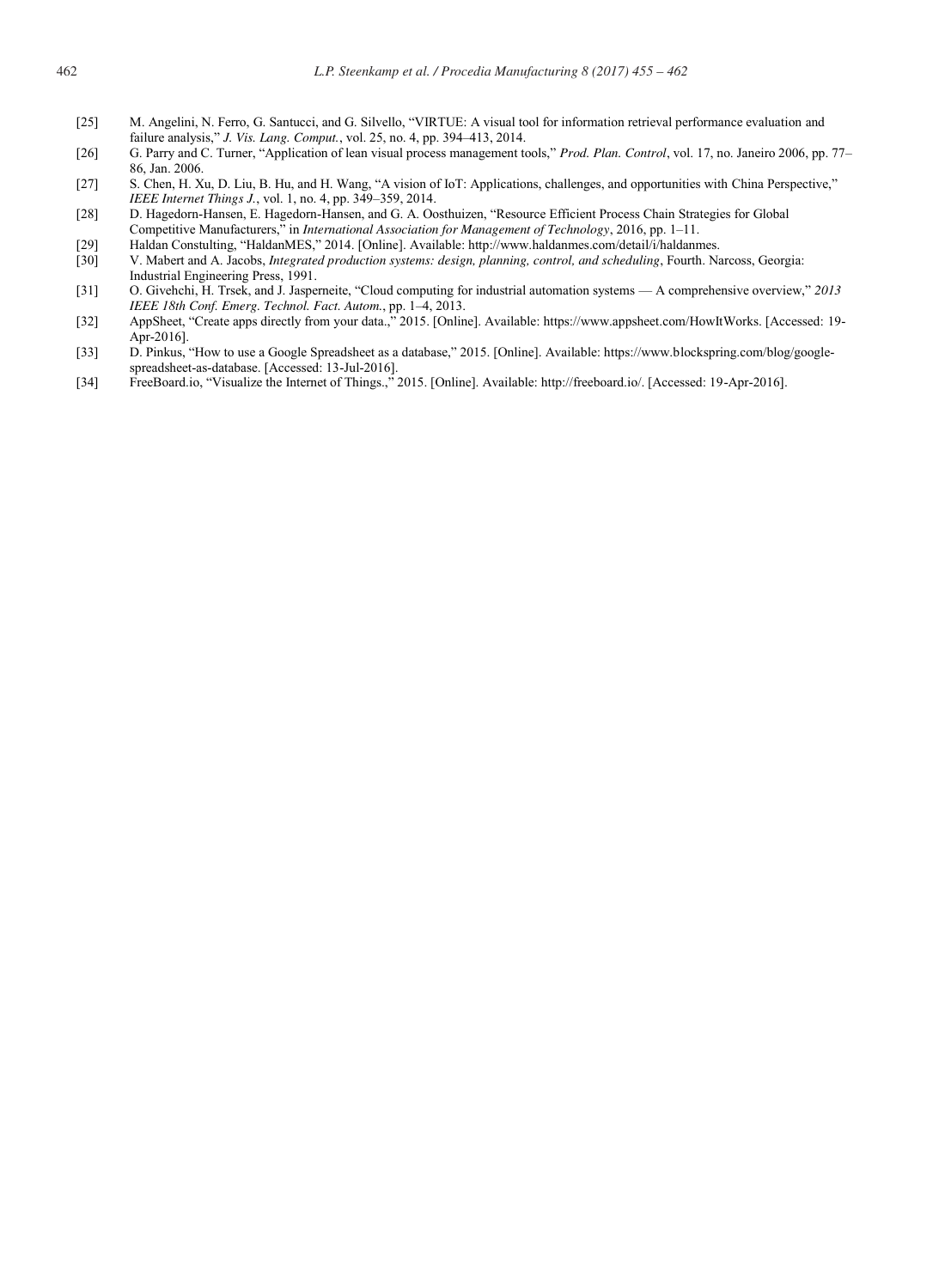[25] M. Angelini, N. Ferro, G. Santucci, and G. Silvello, "VIRTUE: A visual tool for information retrieval performance evaluation and failure analysis," *J. Vis. Lang. Comput.*, vol. 25, no. 4, pp. 394–413, 2014.

[26] G. Parry and C. Turner, "Application of lean visual process management tools," *Prod. Plan. Control*, vol. 17, no. Janeiro 2006, pp. 77–86, Jan. 2006.

[27] S. Chen, H. Xu, D. Liu, B. Hu, and H. Wang, "A vision of IoT: Applications, challenges, and opportunities with China Perspective," *IEEE Internet Things J.*, vol. 1, no. 4, pp. 349–359, 2014.

[28] D. Hagedorn-Hansen, E. Hagedorn-Hansen, and G. A. Oosthuizen, "Resource Efficient Process Chain Strategies for Global Competitive Manufacturers," in *International Association for Management of Technology*, 2016, pp. 1–11.

[29] Haldan Constulting, "HaldanMES," 2014. [Online]. Available: http://www.haldanmes.com/detail/i/haldanmes.

[30] V. Mabert and A. Jacobs, *Integrated production systems: design, planning, control, and scheduling*, Fourth. Narcoss, Georgia: Industrial Engineering Press, 1991.

[31] O. Givehchi, H. Trsek, and J. Jasperneite, "Cloud computing for industrial automation systems — A comprehensive overview," *2013 IEEE 18th Conf. Emerg. Technol. Fact. Autom.*, pp. 1–4, 2013.

[32] AppSheet, "Create apps directly from your data.," 2015. [Online]. Available: https://www.appsheet.com/HowItWorks. [Accessed: 19-Apr-2016].

[33] D. Pinkus, "How to use a Google Spreadsheet as a database," 2015. [Online]. Available: https://www.blockspring.com/blog/google-spreadsheet-as-database. [Accessed: 13-Jul-2016].

[34] FreeBoard.io, "Visualize the Internet of Things.," 2015. [Online]. Available: http://freeboard.io/. [Accessed: 19-Apr-2016].